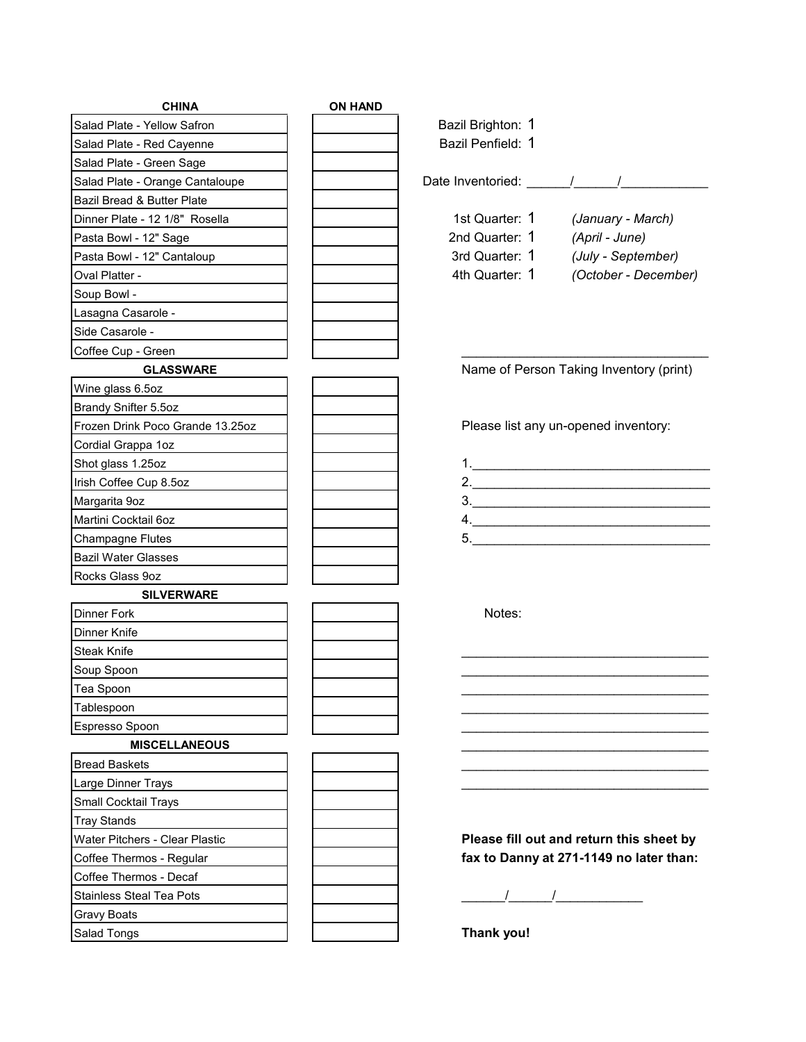| CHINA | ON HAND |
|---|---|
| Salad Plate - Yellow Safron | |
| Salad Plate - Red Cayenne | |
| Salad Plate - Green Sage | |
| Salad Plate - Orange Cantaloupe | |
| Bazil Bread & Butter Plate | |
| Dinner Plate - 12 1/8" Rosella | |
| Pasta Bowl - 12" Sage | |
| Pasta Bowl - 12" Cantaloup | |
| Oval Platter - | |
| Soup Bowl - | |
| Lasagna Casarole - | |
| Side Casarole - | |
| Coffee Cup - Green | |
| **GLASSWARE** | |
| Wine glass 6.5oz | |
| Brandy Snifter 5.5oz | |
| Frozen Drink Poco Grande 13.25oz | |
| Cordial Grappa 1oz | |
| Shot glass 1.25oz | |
| Irish Coffee Cup 8.5oz | |
| Margarita 9oz | |
| Martini Cocktail 6oz | |
| Champagne Flutes | |
| Bazil Water Glasses | |
| Rocks Glass 9oz | |
| **SILVERWARE** | |
| Dinner Fork | |
| Dinner Knife | |
| Steak Knife | |
| Soup Spoon | |
| Tea Spoon | |
| Tablespoon | |
| Espresso Spoon | |
| **MISCELLANEOUS** | |
| Bread Baskets | |
| Large Dinner Trays | |
| Small Cocktail Trays | |
| Tray Stands | |
| Water Pitchers - Clear Plastic | |
| Coffee Thermos - Regular | |
| Coffee Thermos - Decaf | |
| Stainless Steal Tea Pots | |
| Gravy Boats | |
| Salad Tongs | |

Bazil Brighton: 1
Bazil Penfield: 1

Date Inventoried: ______/______/____________

1st Quarter: 1 *(January - March)*
2nd Quarter: 1 *(April - June)*
3rd Quarter: 1 *(July - September)*
4th Quarter: 1 *(October - December)*

___________________________________
Name of Person Taking Inventory (print)

Please list any un-opened inventory:

1.________________________________
2.________________________________
3.________________________________
4.________________________________
5.________________________________

Notes:

___________________________________
___________________________________
___________________________________
___________________________________
___________________________________
___________________________________
___________________________________
___________________________________

**Please fill out and return this sheet by fax to Danny at 271-1149 no later than:**

______/______/____________

**Thank you!**